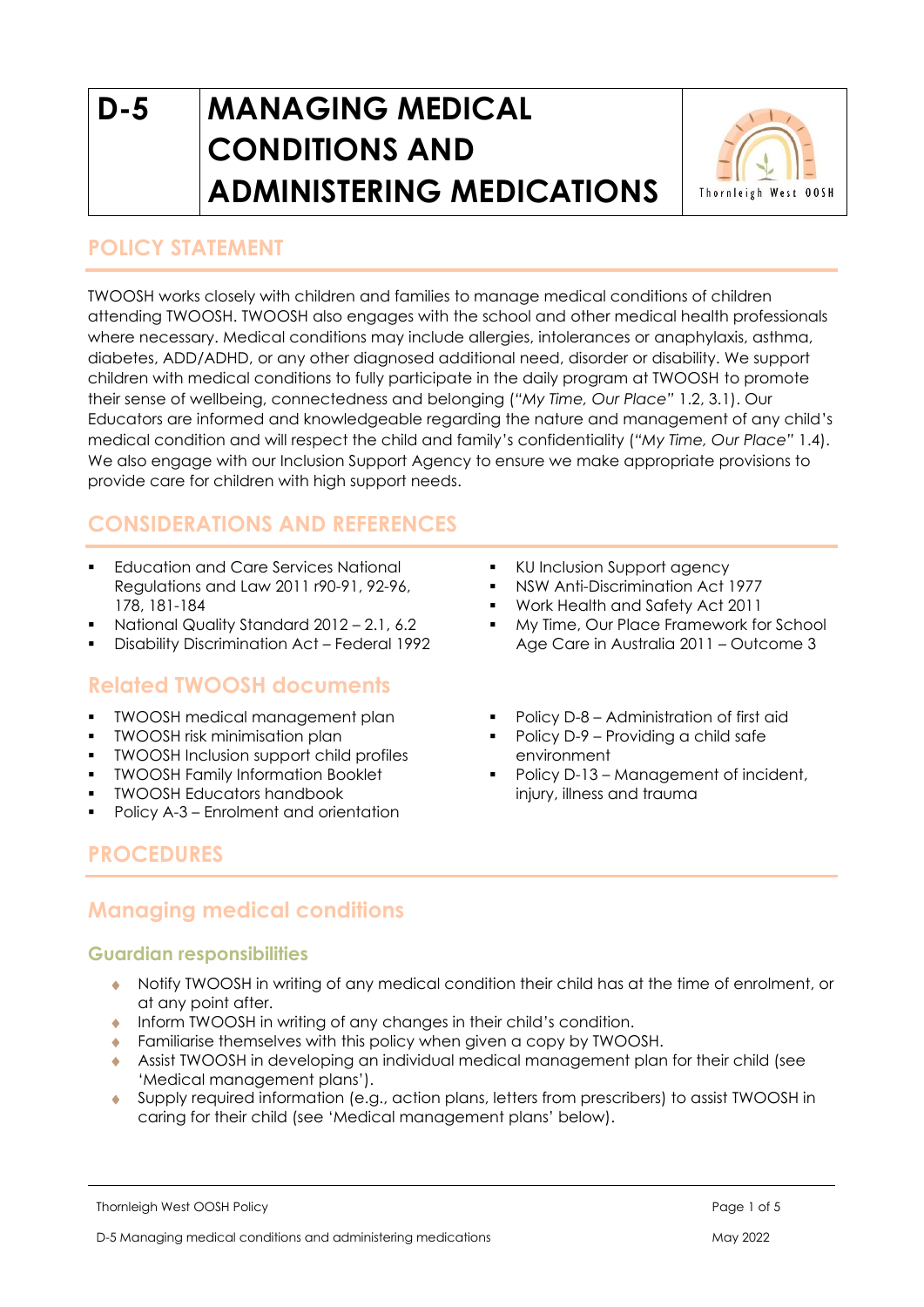# D-5 MANAGING MEDICAL CONDITIONS AND ADMINISTERING MEDICATIONS

Thornleigh West OOSH

## POLICY STATEMENT

TWOOSH works closely with children and families to manage medical conditions of children attending TWOOSH. TWOOSH also engages with the school and other medical health professionals where necessary. Medical conditions may include allergies, intolerances or anaphylaxis, asthma, diabetes, ADD/ADHD, or any other diagnosed additional need, disorder or disability. We support children with medical conditions to fully participate in the daily program at TWOOSH to promote their sense of wellbeing, connectedness and belonging (*"My Time, Our Place"* 1.2, 3.1). Our Educators are informed and knowledgeable regarding the nature and management of any child's medical condition and will respect the child and family's confidentiality (*"My Time, Our Place"* 1.4). We also engage with our Inclusion Support Agency to ensure we make appropriate provisions to provide care for children with high support needs.

## CONSIDERATIONS AND REFERENCES

- Education and Care Services National Regulations and Law 2011 r90-91, 92-96, 178, 181-184
- National Quality Standard 2012 – 2.1, 6.2
- Disability Discrimination Act – Federal 1992
- KU Inclusion Support agency
- NSW Anti-Discrimination Act 1977
- Work Health and Safety Act 2011
- My Time, Our Place Framework for School Age Care in Australia 2011 – Outcome 3

## Related TWOOSH documents

- TWOOSH medical management plan
- TWOOSH risk minimisation plan
- TWOOSH Inclusion support child profiles
- TWOOSH Family Information Booklet
- TWOOSH Educators handbook
- Policy A-3 – Enrolment and orientation
- Policy D-8 – Administration of first aid
- Policy D-9 – Providing a child safe environment
- Policy D-13 – Management of incident, injury, illness and trauma

## PROCEDURES

## Managing medical conditions

### Guardian responsibilities

- Notify TWOOSH in writing of any medical condition their child has at the time of enrolment, or at any point after.
- Inform TWOOSH in writing of any changes in their child's condition.
- Familiarise themselves with this policy when given a copy by TWOOSH.
- Assist TWOOSH in developing an individual medical management plan for their child (see 'Medical management plans').
- Supply required information (e.g., action plans, letters from prescribers) to assist TWOOSH in caring for their child (see 'Medical management plans' below).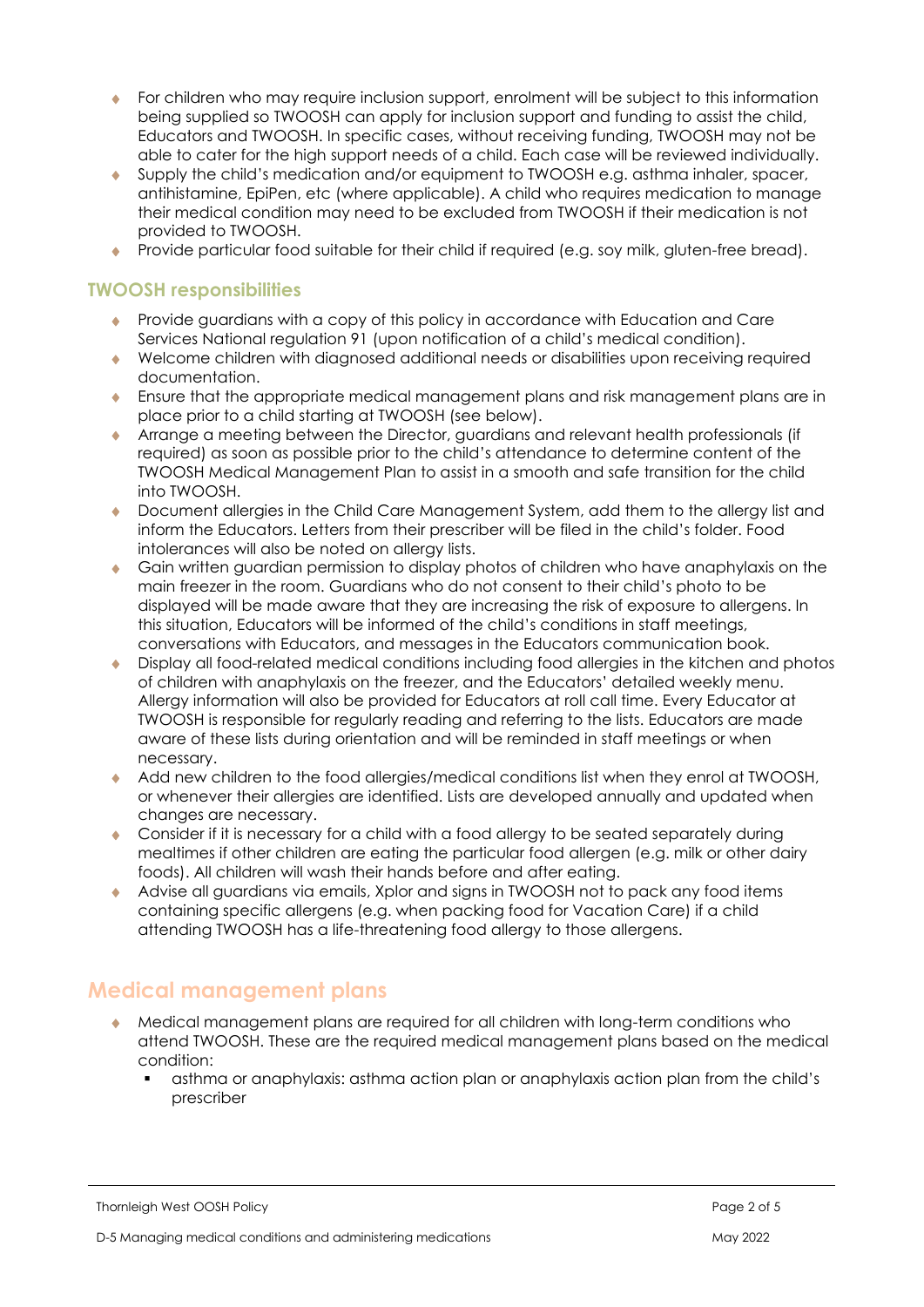- For children who may require inclusion support, enrolment will be subject to this information being supplied so TWOOSH can apply for inclusion support and funding to assist the child, Educators and TWOOSH. In specific cases, without receiving funding, TWOOSH may not be able to cater for the high support needs of a child. Each case will be reviewed individually.
- Supply the child's medication and/or equipment to TWOOSH e.g. asthma inhaler, spacer, antihistamine, EpiPen, etc (where applicable). A child who requires medication to manage their medical condition may need to be excluded from TWOOSH if their medication is not provided to TWOOSH.
- Provide particular food suitable for their child if required (e.g. soy milk, gluten-free bread).

### TWOOSH responsibilities

- Provide guardians with a copy of this policy in accordance with Education and Care Services National regulation 91 (upon notification of a child's medical condition).
- Welcome children with diagnosed additional needs or disabilities upon receiving required documentation.
- Ensure that the appropriate medical management plans and risk management plans are in place prior to a child starting at TWOOSH (see below).
- Arrange a meeting between the Director, guardians and relevant health professionals (if required) as soon as possible prior to the child's attendance to determine content of the TWOOSH Medical Management Plan to assist in a smooth and safe transition for the child into TWOOSH.
- Document allergies in the Child Care Management System, add them to the allergy list and inform the Educators. Letters from their prescriber will be filed in the child's folder. Food intolerances will also be noted on allergy lists.
- Gain written guardian permission to display photos of children who have anaphylaxis on the main freezer in the room. Guardians who do not consent to their child's photo to be displayed will be made aware that they are increasing the risk of exposure to allergens. In this situation, Educators will be informed of the child's conditions in staff meetings, conversations with Educators, and messages in the Educators communication book.
- Display all food-related medical conditions including food allergies in the kitchen and photos of children with anaphylaxis on the freezer, and the Educators' detailed weekly menu. Allergy information will also be provided for Educators at roll call time. Every Educator at TWOOSH is responsible for regularly reading and referring to the lists. Educators are made aware of these lists during orientation and will be reminded in staff meetings or when necessary.
- Add new children to the food allergies/medical conditions list when they enrol at TWOOSH, or whenever their allergies are identified. Lists are developed annually and updated when changes are necessary.
- Consider if it is necessary for a child with a food allergy to be seated separately during mealtimes if other children are eating the particular food allergen (e.g. milk or other dairy foods). All children will wash their hands before and after eating.
- Advise all guardians via emails, Xplor and signs in TWOOSH not to pack any food items containing specific allergens (e.g. when packing food for Vacation Care) if a child attending TWOOSH has a life-threatening food allergy to those allergens.

## Medical management plans

- Medical management plans are required for all children with long-term conditions who attend TWOOSH. These are the required medical management plans based on the medical condition:
  - asthma or anaphylaxis: asthma action plan or anaphylaxis action plan from the child's prescriber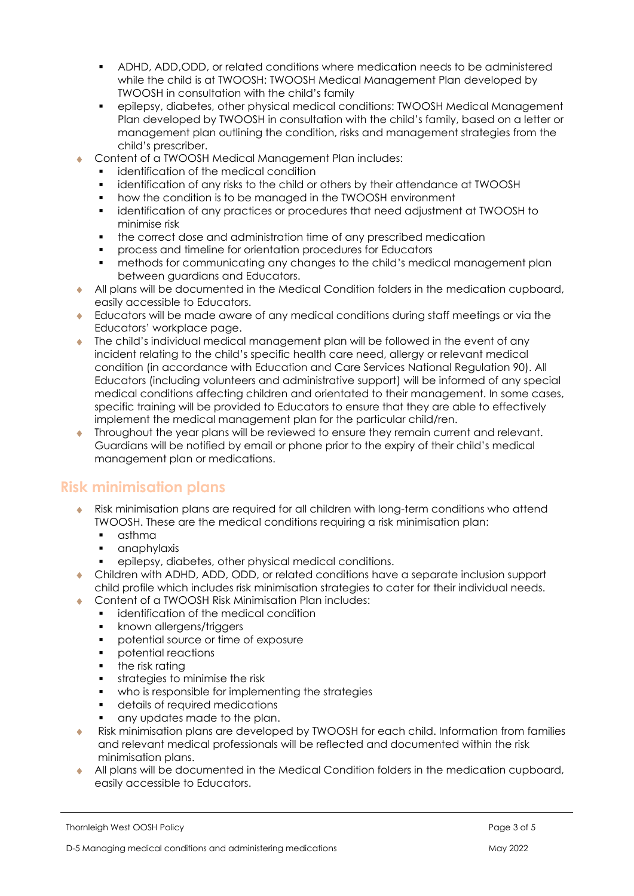- ADHD, ADD,ODD, or related conditions where medication needs to be administered while the child is at TWOOSH: TWOOSH Medical Management Plan developed by TWOOSH in consultation with the child's family
  - epilepsy, diabetes, other physical medical conditions: TWOOSH Medical Management Plan developed by TWOOSH in consultation with the child's family, based on a letter or management plan outlining the condition, risks and management strategies from the child's prescriber.
- Content of a TWOOSH Medical Management Plan includes:
  - identification of the medical condition
  - identification of any risks to the child or others by their attendance at TWOOSH
  - how the condition is to be managed in the TWOOSH environment
  - identification of any practices or procedures that need adjustment at TWOOSH to minimise risk
  - the correct dose and administration time of any prescribed medication
  - process and timeline for orientation procedures for Educators
  - methods for communicating any changes to the child's medical management plan between guardians and Educators.
- All plans will be documented in the Medical Condition folders in the medication cupboard, easily accessible to Educators.
- Educators will be made aware of any medical conditions during staff meetings or via the Educators' workplace page.
- The child's individual medical management plan will be followed in the event of any incident relating to the child's specific health care need, allergy or relevant medical condition (in accordance with Education and Care Services National Regulation 90). All Educators (including volunteers and administrative support) will be informed of any special medical conditions affecting children and orientated to their management. In some cases, specific training will be provided to Educators to ensure that they are able to effectively implement the medical management plan for the particular child/ren.
- Throughout the year plans will be reviewed to ensure they remain current and relevant. Guardians will be notified by email or phone prior to the expiry of their child's medical management plan or medications.

## Risk minimisation plans

- Risk minimisation plans are required for all children with long-term conditions who attend TWOOSH. These are the medical conditions requiring a risk minimisation plan:
  - asthma
  - anaphylaxis
  - epilepsy, diabetes, other physical medical conditions.
- Children with ADHD, ADD, ODD, or related conditions have a separate inclusion support child profile which includes risk minimisation strategies to cater for their individual needs.
- Content of a TWOOSH Risk Minimisation Plan includes:
  - identification of the medical condition
  - known allergens/triggers
  - potential source or time of exposure
  - potential reactions
  - the risk rating
  - strategies to minimise the risk
  - who is responsible for implementing the strategies
  - details of required medications
  - any updates made to the plan.
- Risk minimisation plans are developed by TWOOSH for each child. Information from families and relevant medical professionals will be reflected and documented within the risk minimisation plans.
- All plans will be documented in the Medical Condition folders in the medication cupboard, easily accessible to Educators.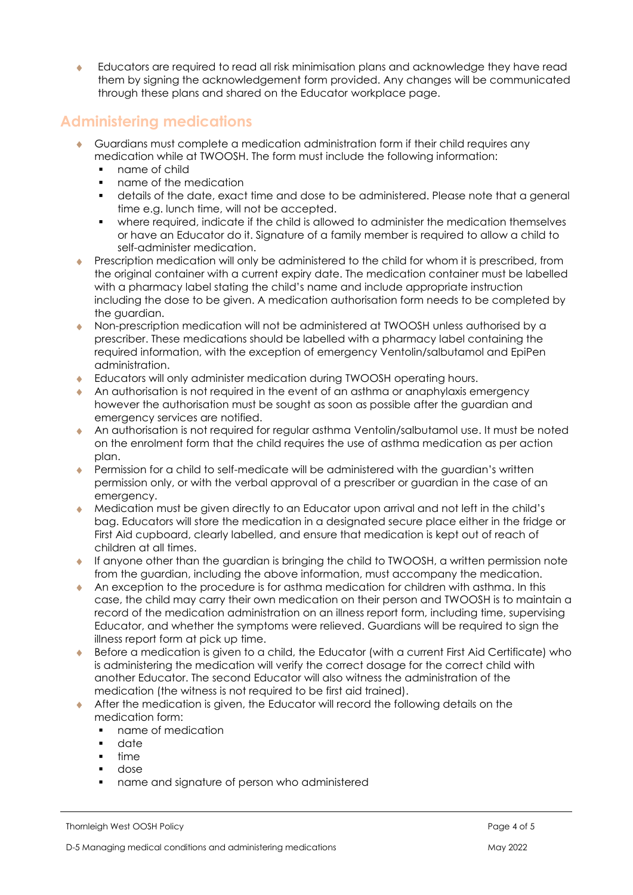- Educators are required to read all risk minimisation plans and acknowledge they have read them by signing the acknowledgement form provided. Any changes will be communicated through these plans and shared on the Educator workplace page.

## Administering medications

- Guardians must complete a medication administration form if their child requires any medication while at TWOOSH. The form must include the following information:
  - name of child
  - name of the medication
  - details of the date, exact time and dose to be administered. Please note that a general time e.g. lunch time, will not be accepted.
  - where required, indicate if the child is allowed to administer the medication themselves or have an Educator do it. Signature of a family member is required to allow a child to self-administer medication.
- Prescription medication will only be administered to the child for whom it is prescribed, from the original container with a current expiry date. The medication container must be labelled with a pharmacy label stating the child's name and include appropriate instruction including the dose to be given. A medication authorisation form needs to be completed by the guardian.
- Non-prescription medication will not be administered at TWOOSH unless authorised by a prescriber. These medications should be labelled with a pharmacy label containing the required information, with the exception of emergency Ventolin/salbutamol and EpiPen administration.
- Educators will only administer medication during TWOOSH operating hours.
- An authorisation is not required in the event of an asthma or anaphylaxis emergency however the authorisation must be sought as soon as possible after the guardian and emergency services are notified.
- An authorisation is not required for regular asthma Ventolin/salbutamol use. It must be noted on the enrolment form that the child requires the use of asthma medication as per action plan.
- Permission for a child to self-medicate will be administered with the guardian's written permission only, or with the verbal approval of a prescriber or guardian in the case of an emergency.
- Medication must be given directly to an Educator upon arrival and not left in the child's bag. Educators will store the medication in a designated secure place either in the fridge or First Aid cupboard, clearly labelled, and ensure that medication is kept out of reach of children at all times.
- If anyone other than the guardian is bringing the child to TWOOSH, a written permission note from the guardian, including the above information, must accompany the medication.
- An exception to the procedure is for asthma medication for children with asthma. In this case, the child may carry their own medication on their person and TWOOSH is to maintain a record of the medication administration on an illness report form, including time, supervising Educator, and whether the symptoms were relieved. Guardians will be required to sign the illness report form at pick up time.
- Before a medication is given to a child, the Educator (with a current First Aid Certificate) who is administering the medication will verify the correct dosage for the correct child with another Educator. The second Educator will also witness the administration of the medication (the witness is not required to be first aid trained).
- After the medication is given, the Educator will record the following details on the medication form:
  - name of medication
  - date
  - time
  - dose
  - name and signature of person who administered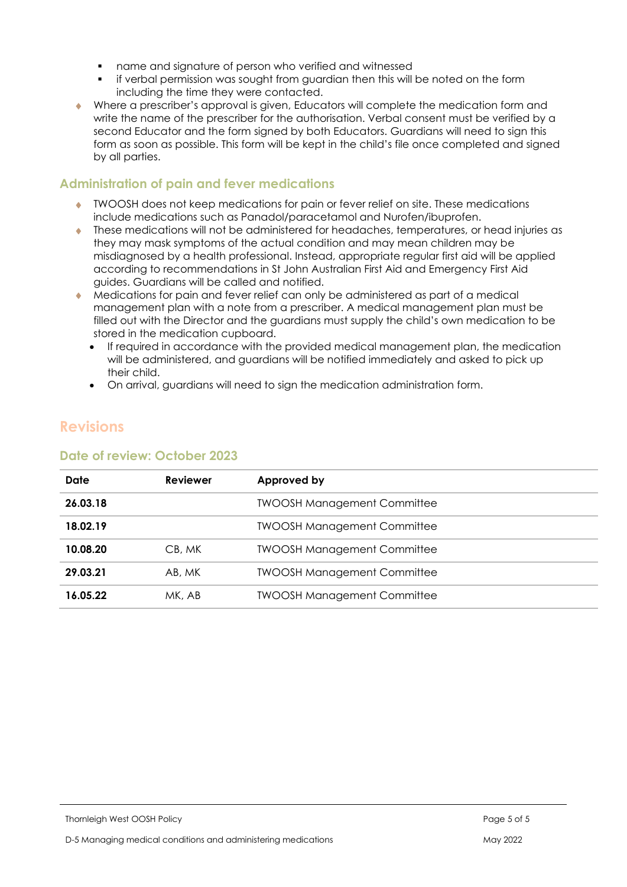- name and signature of person who verified and witnessed
    - if verbal permission was sought from guardian then this will be noted on the form including the time they were contacted.
- Where a prescriber's approval is given, Educators will complete the medication form and write the name of the prescriber for the authorisation. Verbal consent must be verified by a second Educator and the form signed by both Educators. Guardians will need to sign this form as soon as possible. This form will be kept in the child's file once completed and signed by all parties.

### Administration of pain and fever medications

- TWOOSH does not keep medications for pain or fever relief on site. These medications include medications such as Panadol/paracetamol and Nurofen/ibuprofen.
- These medications will not be administered for headaches, temperatures, or head injuries as they may mask symptoms of the actual condition and may mean children may be misdiagnosed by a health professional. Instead, appropriate regular first aid will be applied according to recommendations in St John Australian First Aid and Emergency First Aid guides. Guardians will be called and notified.
- Medications for pain and fever relief can only be administered as part of a medical management plan with a note from a prescriber. A medical management plan must be filled out with the Director and the guardians must supply the child's own medication to be stored in the medication cupboard.
    - If required in accordance with the provided medical management plan, the medication will be administered, and guardians will be notified immediately and asked to pick up their child.
    - On arrival, guardians will need to sign the medication administration form.

## Revisions

### Date of review: October 2023

| Date | Reviewer | Approved by |
|---|---|---|
| **26.03.18** | | TWOOSH Management Committee |
| **18.02.19** | | TWOOSH Management Committee |
| **10.08.20** | CB, MK | TWOOSH Management Committee |
| **29.03.21** | AB, MK | TWOOSH Management Committee |
| **16.05.22** | MK, AB | TWOOSH Management Committee |